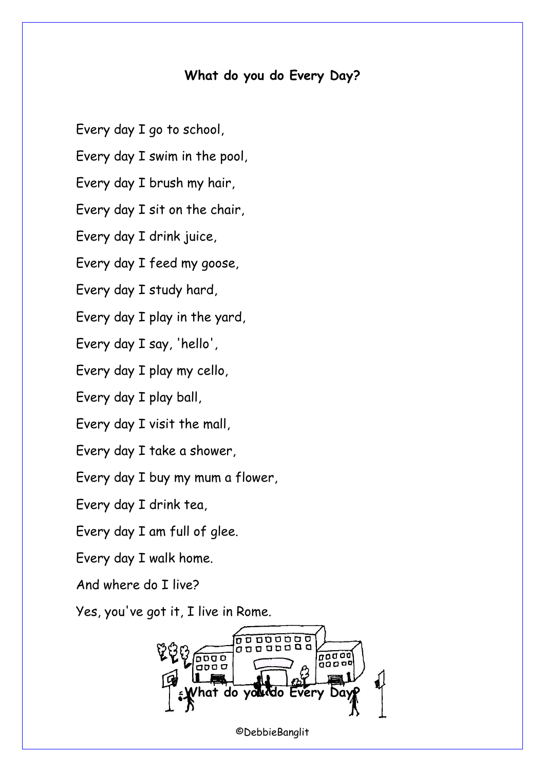## What do you do Every Day?

Every day I go to school,

Every day I swim in the pool,

Every day I brush my hair,

Every day I sit on the chair,

Every day I drink juice,

Every day I feed my goose,

Every day I study hard,

Every day I play in the yard,

Every day I say, 'hello',

Every day I play my cello,

Every day I play ball,

Every day I visit the mall,

Every day I take a shower,

Every day I buy my mum a flower,

Every day I drink tea,

Every day I am full of glee.

Every day I walk home.

And where do I live?

Yes, you've got it, I live in Rome.

©DebbieBanglit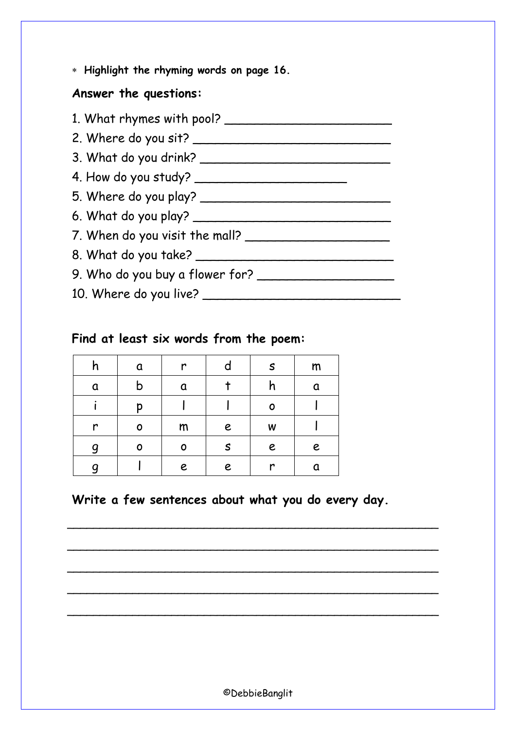* **Highlight the rhyming words on page 16.**

**Answer the questions:**

1. What rhymes with pool? ________________________
2. Where do you sit? ____________________________
3. What do you drink? ___________________________
4. How do you study? _____________________
5. Where do you play? ___________________________
6. What do you play? ____________________________
7. When do you visit the mall? ____________________
8. What do you take? ____________________________
9. Who do you buy a flower for? ___________________
10. Where do you live? ____________________________

**Find at least six words from the poem:**

| | | | | | |
|---|---|---|---|---|---|
| h | a | r | d | s | m |
| a | b | a | t | h | a |
| i | p | l | l | o | l |
| r | o | m | e | w | l |
| g | o | o | s | e | e |
| g | l | e | e | r | a |

**Write a few sentences about what you do every day.**

______________________________________________________

______________________________________________________

______________________________________________________

______________________________________________________

______________________________________________________

©DebbieBanglit